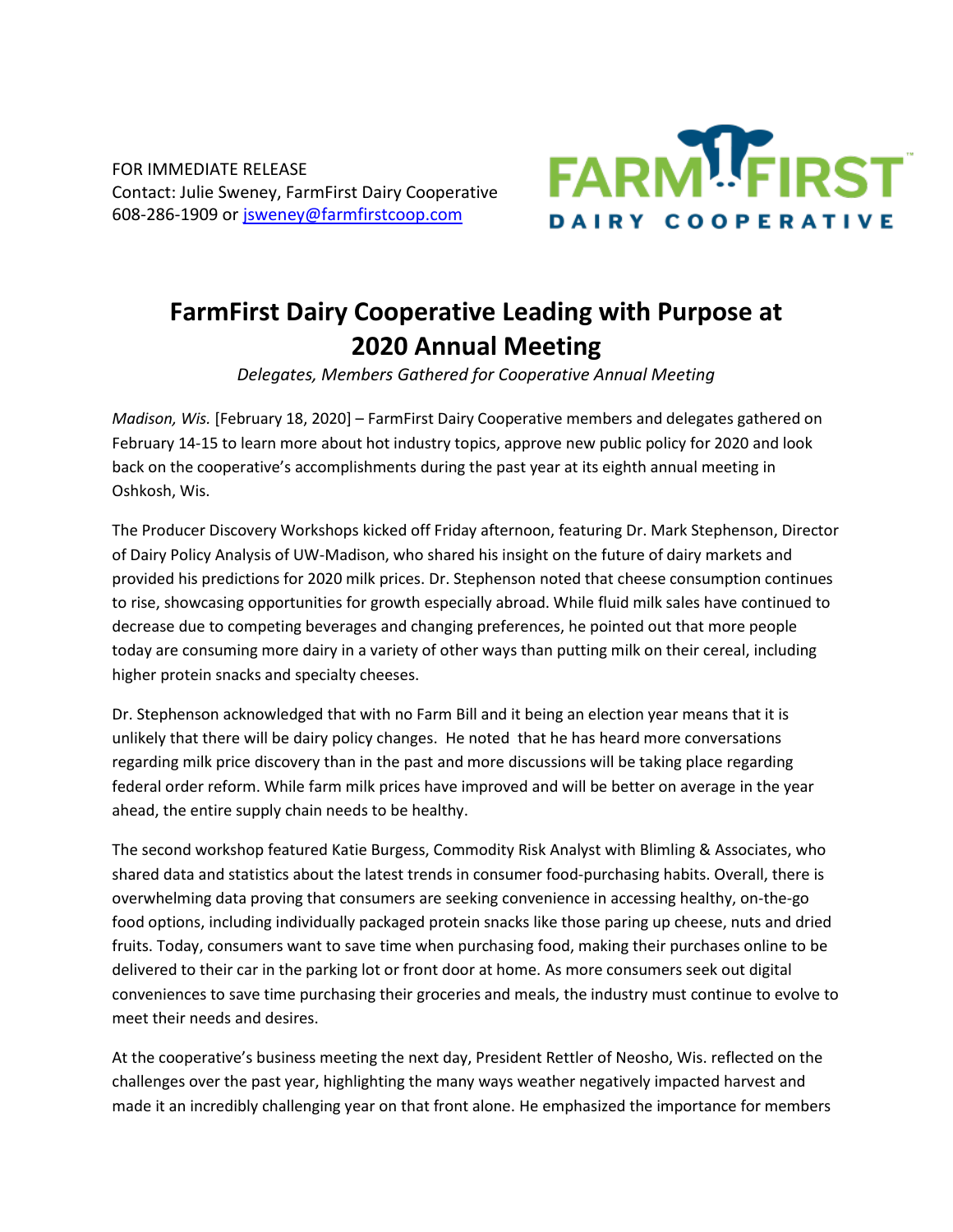FOR IMMEDIATE RELEASE
Contact: Julie Sweney, FarmFirst Dairy Cooperative
608-286-1909 or [jsweney@farmfirstcoop.com](mailto:jsweney@farmfirstcoop.com)

FARM FIRST DAIRY COOPERATIVE

# FarmFirst Dairy Cooperative Leading with Purpose at 2020 Annual Meeting

*Delegates, Members Gathered for Cooperative Annual Meeting*

*Madison, Wis.* [February 18, 2020] – FarmFirst Dairy Cooperative members and delegates gathered on February 14-15 to learn more about hot industry topics, approve new public policy for 2020 and look back on the cooperative's accomplishments during the past year at its eighth annual meeting in Oshkosh, Wis.

The Producer Discovery Workshops kicked off Friday afternoon, featuring Dr. Mark Stephenson, Director of Dairy Policy Analysis of UW-Madison, who shared his insight on the future of dairy markets and provided his predictions for 2020 milk prices. Dr. Stephenson noted that cheese consumption continues to rise, showcasing opportunities for growth especially abroad. While fluid milk sales have continued to decrease due to competing beverages and changing preferences, he pointed out that more people today are consuming more dairy in a variety of other ways than putting milk on their cereal, including higher protein snacks and specialty cheeses.

Dr. Stephenson acknowledged that with no Farm Bill and it being an election year means that it is unlikely that there will be dairy policy changes. He noted that he has heard more conversations regarding milk price discovery than in the past and more discussions will be taking place regarding federal order reform. While farm milk prices have improved and will be better on average in the year ahead, the entire supply chain needs to be healthy.

The second workshop featured Katie Burgess, Commodity Risk Analyst with Blimling & Associates, who shared data and statistics about the latest trends in consumer food-purchasing habits. Overall, there is overwhelming data proving that consumers are seeking convenience in accessing healthy, on-the-go food options, including individually packaged protein snacks like those paring up cheese, nuts and dried fruits. Today, consumers want to save time when purchasing food, making their purchases online to be delivered to their car in the parking lot or front door at home. As more consumers seek out digital conveniences to save time purchasing their groceries and meals, the industry must continue to evolve to meet their needs and desires.

At the cooperative's business meeting the next day, President Rettler of Neosho, Wis. reflected on the challenges over the past year, highlighting the many ways weather negatively impacted harvest and made it an incredibly challenging year on that front alone. He emphasized the importance for members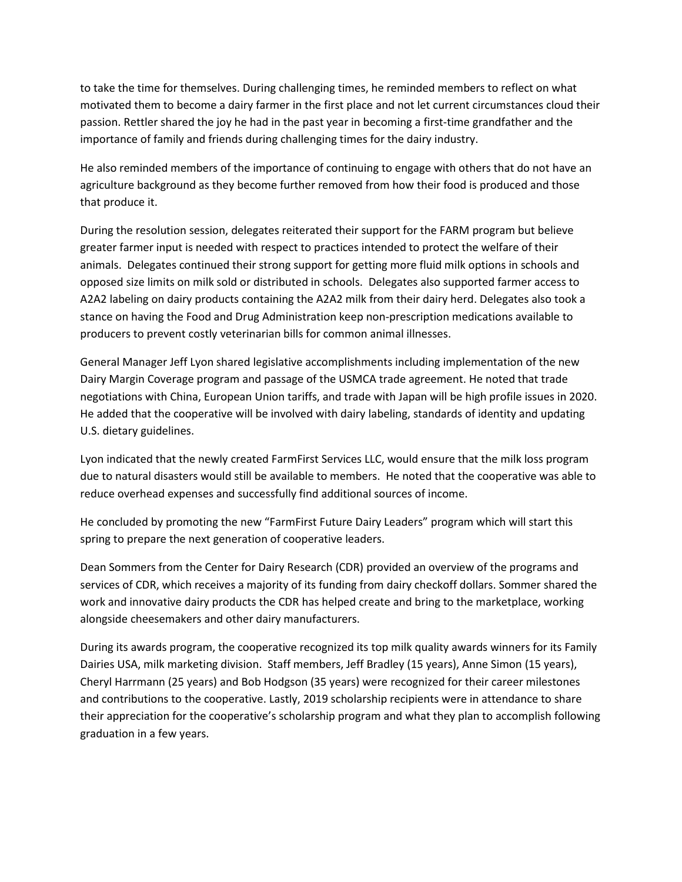to take the time for themselves. During challenging times, he reminded members to reflect on what motivated them to become a dairy farmer in the first place and not let current circumstances cloud their passion. Rettler shared the joy he had in the past year in becoming a first-time grandfather and the importance of family and friends during challenging times for the dairy industry.

He also reminded members of the importance of continuing to engage with others that do not have an agriculture background as they become further removed from how their food is produced and those that produce it.

During the resolution session, delegates reiterated their support for the FARM program but believe greater farmer input is needed with respect to practices intended to protect the welfare of their animals. Delegates continued their strong support for getting more fluid milk options in schools and opposed size limits on milk sold or distributed in schools. Delegates also supported farmer access to A2A2 labeling on dairy products containing the A2A2 milk from their dairy herd. Delegates also took a stance on having the Food and Drug Administration keep non-prescription medications available to producers to prevent costly veterinarian bills for common animal illnesses.

General Manager Jeff Lyon shared legislative accomplishments including implementation of the new Dairy Margin Coverage program and passage of the USMCA trade agreement. He noted that trade negotiations with China, European Union tariffs, and trade with Japan will be high profile issues in 2020. He added that the cooperative will be involved with dairy labeling, standards of identity and updating U.S. dietary guidelines.

Lyon indicated that the newly created FarmFirst Services LLC, would ensure that the milk loss program due to natural disasters would still be available to members. He noted that the cooperative was able to reduce overhead expenses and successfully find additional sources of income.

He concluded by promoting the new "FarmFirst Future Dairy Leaders" program which will start this spring to prepare the next generation of cooperative leaders.

Dean Sommers from the Center for Dairy Research (CDR) provided an overview of the programs and services of CDR, which receives a majority of its funding from dairy checkoff dollars. Sommer shared the work and innovative dairy products the CDR has helped create and bring to the marketplace, working alongside cheesemakers and other dairy manufacturers.

During its awards program, the cooperative recognized its top milk quality awards winners for its Family Dairies USA, milk marketing division. Staff members, Jeff Bradley (15 years), Anne Simon (15 years), Cheryl Harrmann (25 years) and Bob Hodgson (35 years) were recognized for their career milestones and contributions to the cooperative. Lastly, 2019 scholarship recipients were in attendance to share their appreciation for the cooperative's scholarship program and what they plan to accomplish following graduation in a few years.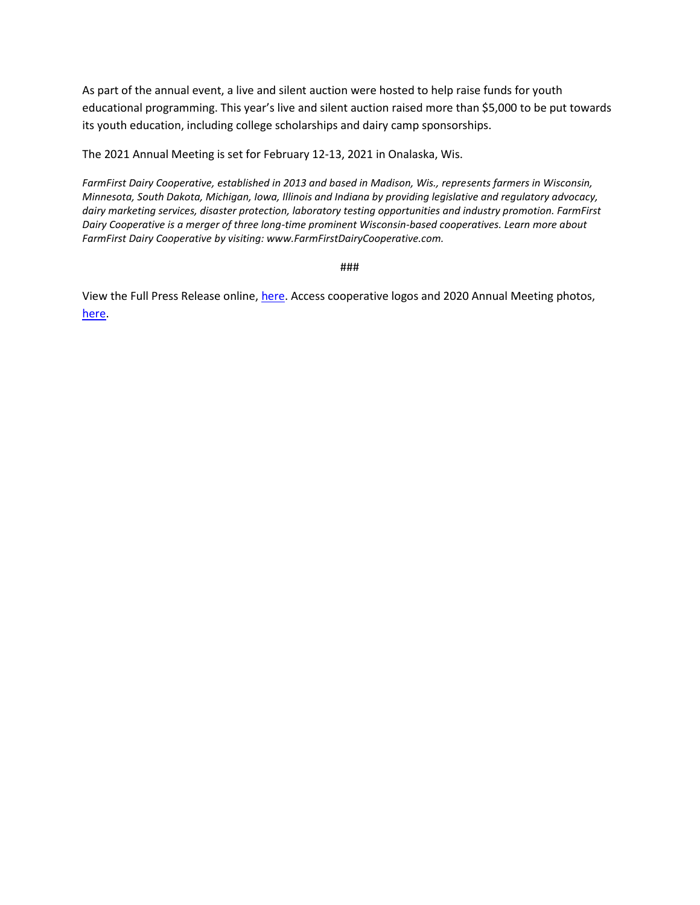As part of the annual event, a live and silent auction were hosted to help raise funds for youth educational programming. This year's live and silent auction raised more than $5,000 to be put towards its youth education, including college scholarships and dairy camp sponsorships.

The 2021 Annual Meeting is set for February 12-13, 2021 in Onalaska, Wis.

*FarmFirst Dairy Cooperative, established in 2013 and based in Madison, Wis., represents farmers in Wisconsin, Minnesota, South Dakota, Michigan, Iowa, Illinois and Indiana by providing legislative and regulatory advocacy, dairy marketing services, disaster protection, laboratory testing opportunities and industry promotion. FarmFirst Dairy Cooperative is a merger of three long-time prominent Wisconsin-based cooperatives. Learn more about FarmFirst Dairy Cooperative by visiting: www.FarmFirstDairyCooperative.com.*

###

View the Full Press Release online, here. Access cooperative logos and 2020 Annual Meeting photos, here.